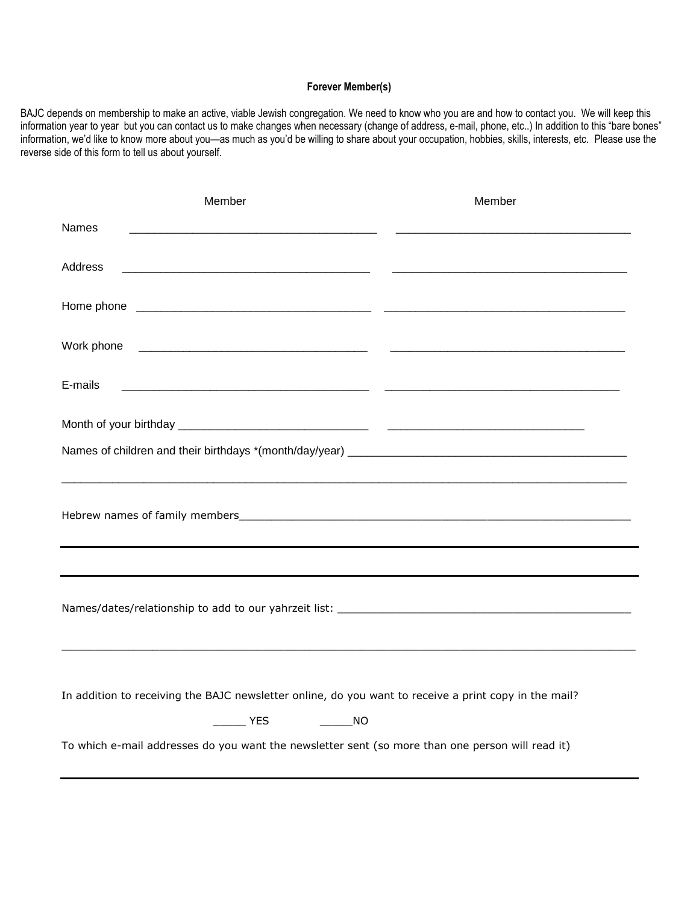**Forever Member(s)**

BAJC depends on membership to make an active, viable Jewish congregation. We need to know who you are and how to contact you. We will keep this information year to year but you can contact us to make changes when necessary (change of address, e-mail, phone, etc..) In addition to this "bare bones" information, we'd like to know more about you—as much as you'd be willing to share about your occupation, hobbies, skills, interests, etc. Please use the reverse side of this form to tell us about yourself.

| | Member | Member |
|---|---|---|
| Names | ______________________________________ | ___________________________________ |
| Address | ______________________________________ | ___________________________________ |
| Home phone | ___________________________________ | _____________________________________ |
| Work phone | _________________________________ | ___________________________________ |
| E-mails | ____________________________________ | ___________________________________ |

Month of your birthday _____________________________ _____________________________

Names of children and their birthdays *(month/day/year) ___________________________________________

_________________________________________________________________________________

Hebrew names of family members___________________________________________________________

_________________________________________________________________________________

_________________________________________________________________________________

Names/dates/relationship to add to our yahrzeit list: ___________________________________________

_________________________________________________________________________________

In addition to receiving the BAJC newsletter online, do you want to receive a print copy in the mail?

_____ YES _____NO

To which e-mail addresses do you want the newsletter sent (so more than one person will read it)

_________________________________________________________________________________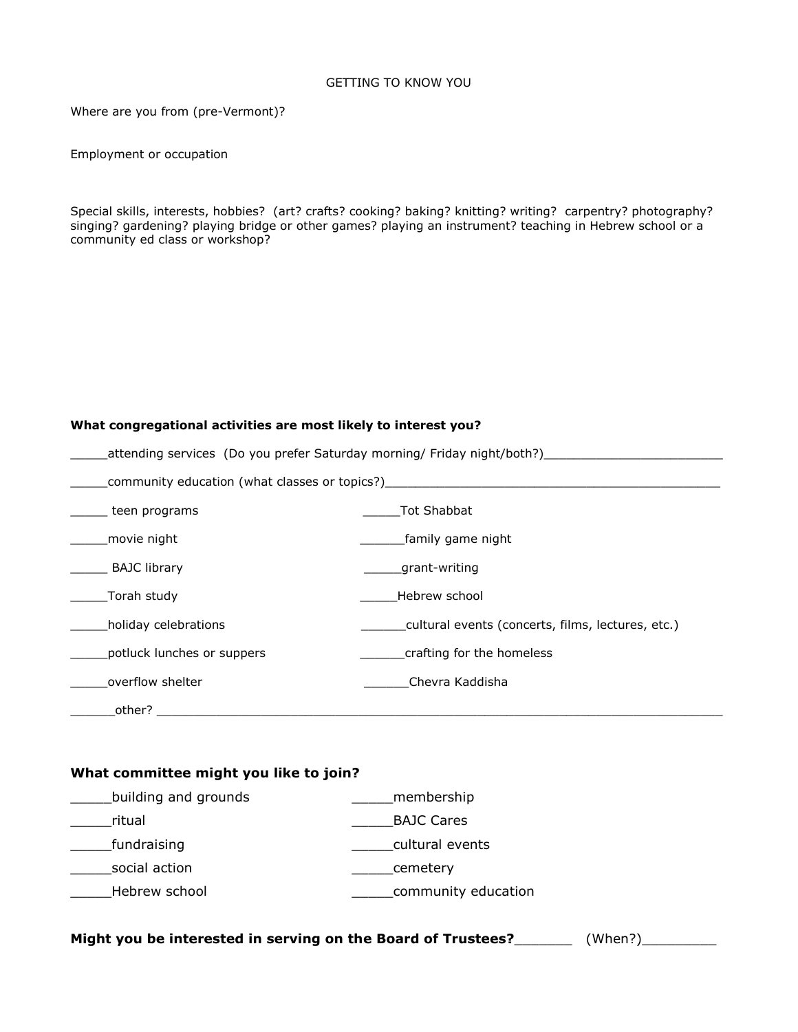GETTING TO KNOW YOU

Where are you from (pre-Vermont)?

Employment or occupation

Special skills, interests, hobbies? (art? crafts? cooking? baking? knitting? writing? carpentry? photography? singing? gardening? playing bridge or other games? playing an instrument? teaching in Hebrew school or a community ed class or workshop?

**What congregational activities are most likely to interest you?**

_____attending services (Do you prefer Saturday morning/ Friday night/both?)________________________

_____community education (what classes or topics?)______________________________________________

_____ teen programs

_____Tot Shabbat

_____movie night

______family game night

_____ BAJC library

_____grant-writing

_____Torah study

_____Hebrew school

_____holiday celebrations

______cultural events (concerts, films, lectures, etc.)

_____potluck lunches or suppers

______crafting for the homeless

_____overflow shelter

______Chevra Kaddisha

______other? ________________________________________________________________________________

## What committee might you like to join?

_____building and grounds

_____membership

_____ritual

_____BAJC Cares

_____fundraising

_____cultural events

_____social action

_____cemetery

_____Hebrew school

_____community education

**Might you be interested in serving on the Board of Trustees?**_______ (When?)_________